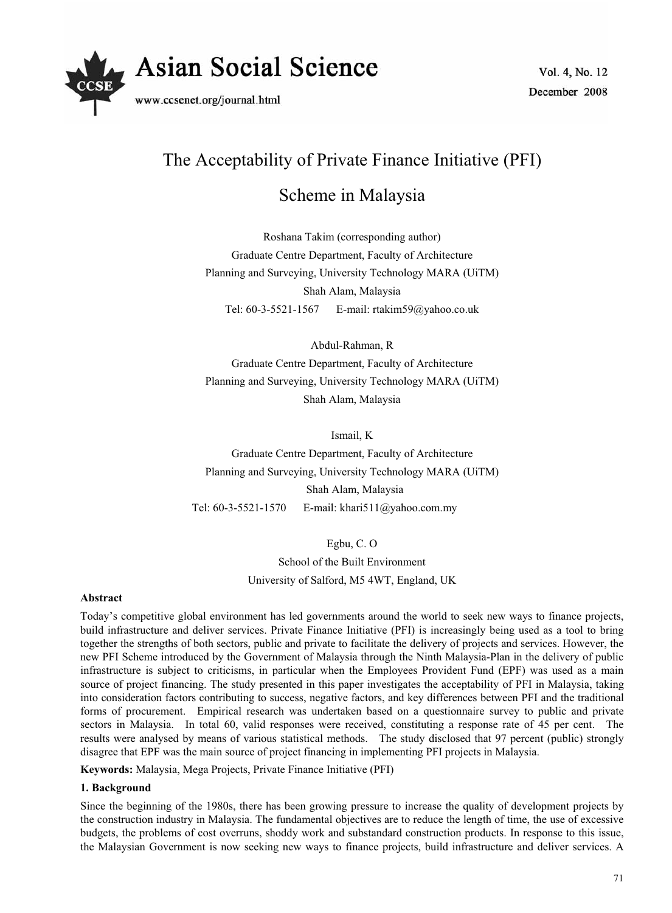# The Acceptability of Private Finance Initiative (PFI) Scheme in Malaysia

Roshana Takim (corresponding author)

Graduate Centre Department, Faculty of Architecture

Planning and Surveying, University Technology MARA (UiTM)

Shah Alam, Malaysia

Tel: 60-3-5521-1567 E-mail: rtakim59@yahoo.co.uk

Abdul-Rahman, R

Graduate Centre Department, Faculty of Architecture

Planning and Surveying, University Technology MARA (UiTM)

Shah Alam, Malaysia

Ismail, K

Graduate Centre Department, Faculty of Architecture

Planning and Surveying, University Technology MARA (UiTM)

Shah Alam, Malaysia

Tel: 60-3-5521-1570 E-mail: khari511@yahoo.com.my

Egbu, C. O

School of the Built Environment

University of Salford, M5 4WT, England, UK

**Abstract**

Today's competitive global environment has led governments around the world to seek new ways to finance projects, build infrastructure and deliver services. Private Finance Initiative (PFI) is increasingly being used as a tool to bring together the strengths of both sectors, public and private to facilitate the delivery of projects and services. However, the new PFI Scheme introduced by the Government of Malaysia through the Ninth Malaysia-Plan in the delivery of public infrastructure is subject to criticisms, in particular when the Employees Provident Fund (EPF) was used as a main source of project financing. The study presented in this paper investigates the acceptability of PFI in Malaysia, taking into consideration factors contributing to success, negative factors, and key differences between PFI and the traditional forms of procurement. Empirical research was undertaken based on a questionnaire survey to public and private sectors in Malaysia. In total 60, valid responses were received, constituting a response rate of 45 per cent. The results were analysed by means of various statistical methods. The study disclosed that 97 percent (public) strongly disagree that EPF was the main source of project financing in implementing PFI projects in Malaysia.

**Keywords:** Malaysia, Mega Projects, Private Finance Initiative (PFI)

## 1. Background

Since the beginning of the 1980s, there has been growing pressure to increase the quality of development projects by the construction industry in Malaysia. The fundamental objectives are to reduce the length of time, the use of excessive budgets, the problems of cost overruns, shoddy work and substandard construction products. In response to this issue, the Malaysian Government is now seeking new ways to finance projects, build infrastructure and deliver services. A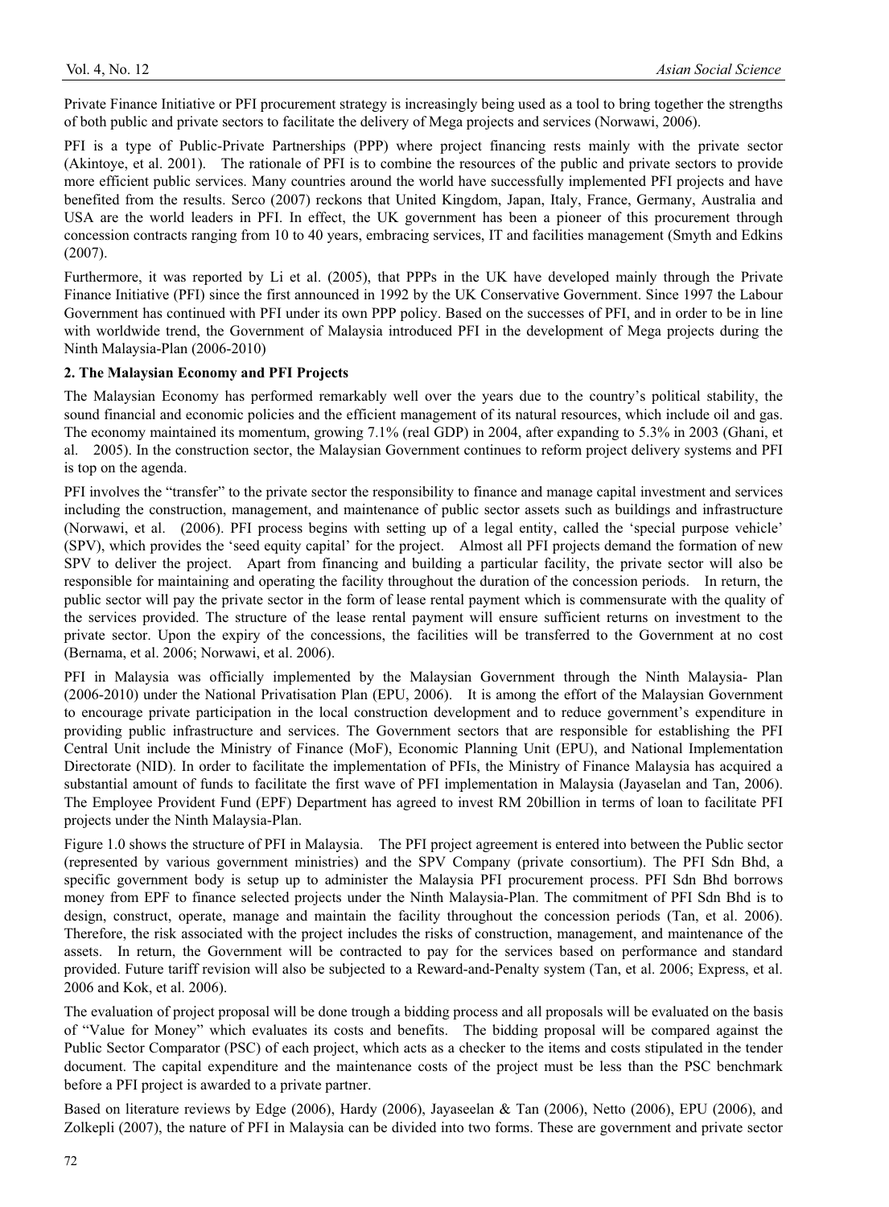Private Finance Initiative or PFI procurement strategy is increasingly being used as a tool to bring together the strengths of both public and private sectors to facilitate the delivery of Mega projects and services (Norwawi, 2006).

PFI is a type of Public-Private Partnerships (PPP) where project financing rests mainly with the private sector (Akintoye, et al. 2001). The rationale of PFI is to combine the resources of the public and private sectors to provide more efficient public services. Many countries around the world have successfully implemented PFI projects and have benefited from the results. Serco (2007) reckons that United Kingdom, Japan, Italy, France, Germany, Australia and USA are the world leaders in PFI. In effect, the UK government has been a pioneer of this procurement through concession contracts ranging from 10 to 40 years, embracing services, IT and facilities management (Smyth and Edkins (2007).

Furthermore, it was reported by Li et al. (2005), that PPPs in the UK have developed mainly through the Private Finance Initiative (PFI) since the first announced in 1992 by the UK Conservative Government. Since 1997 the Labour Government has continued with PFI under its own PPP policy. Based on the successes of PFI, and in order to be in line with worldwide trend, the Government of Malaysia introduced PFI in the development of Mega projects during the Ninth Malaysia-Plan (2006-2010)

## 2. The Malaysian Economy and PFI Projects

The Malaysian Economy has performed remarkably well over the years due to the country's political stability, the sound financial and economic policies and the efficient management of its natural resources, which include oil and gas. The economy maintained its momentum, growing 7.1% (real GDP) in 2004, after expanding to 5.3% in 2003 (Ghani, et al. 2005). In the construction sector, the Malaysian Government continues to reform project delivery systems and PFI is top on the agenda.

PFI involves the "transfer" to the private sector the responsibility to finance and manage capital investment and services including the construction, management, and maintenance of public sector assets such as buildings and infrastructure (Norwawi, et al. (2006). PFI process begins with setting up of a legal entity, called the 'special purpose vehicle' (SPV), which provides the 'seed equity capital' for the project. Almost all PFI projects demand the formation of new SPV to deliver the project. Apart from financing and building a particular facility, the private sector will also be responsible for maintaining and operating the facility throughout the duration of the concession periods. In return, the public sector will pay the private sector in the form of lease rental payment which is commensurate with the quality of the services provided. The structure of the lease rental payment will ensure sufficient returns on investment to the private sector. Upon the expiry of the concessions, the facilities will be transferred to the Government at no cost (Bernama, et al. 2006; Norwawi, et al. 2006).

PFI in Malaysia was officially implemented by the Malaysian Government through the Ninth Malaysia- Plan (2006-2010) under the National Privatisation Plan (EPU, 2006). It is among the effort of the Malaysian Government to encourage private participation in the local construction development and to reduce government's expenditure in providing public infrastructure and services. The Government sectors that are responsible for establishing the PFI Central Unit include the Ministry of Finance (MoF), Economic Planning Unit (EPU), and National Implementation Directorate (NID). In order to facilitate the implementation of PFIs, the Ministry of Finance Malaysia has acquired a substantial amount of funds to facilitate the first wave of PFI implementation in Malaysia (Jayaselan and Tan, 2006). The Employee Provident Fund (EPF) Department has agreed to invest RM 20billion in terms of loan to facilitate PFI projects under the Ninth Malaysia-Plan.

Figure 1.0 shows the structure of PFI in Malaysia. The PFI project agreement is entered into between the Public sector (represented by various government ministries) and the SPV Company (private consortium). The PFI Sdn Bhd, a specific government body is setup up to administer the Malaysia PFI procurement process. PFI Sdn Bhd borrows money from EPF to finance selected projects under the Ninth Malaysia-Plan. The commitment of PFI Sdn Bhd is to design, construct, operate, manage and maintain the facility throughout the concession periods (Tan, et al. 2006). Therefore, the risk associated with the project includes the risks of construction, management, and maintenance of the assets. In return, the Government will be contracted to pay for the services based on performance and standard provided. Future tariff revision will also be subjected to a Reward-and-Penalty system (Tan, et al. 2006; Express, et al. 2006 and Kok, et al. 2006).

The evaluation of project proposal will be done trough a bidding process and all proposals will be evaluated on the basis of "Value for Money" which evaluates its costs and benefits. The bidding proposal will be compared against the Public Sector Comparator (PSC) of each project, which acts as a checker to the items and costs stipulated in the tender document. The capital expenditure and the maintenance costs of the project must be less than the PSC benchmark before a PFI project is awarded to a private partner.

Based on literature reviews by Edge (2006), Hardy (2006), Jayaseelan & Tan (2006), Netto (2006), EPU (2006), and Zolkepli (2007), the nature of PFI in Malaysia can be divided into two forms. These are government and private sector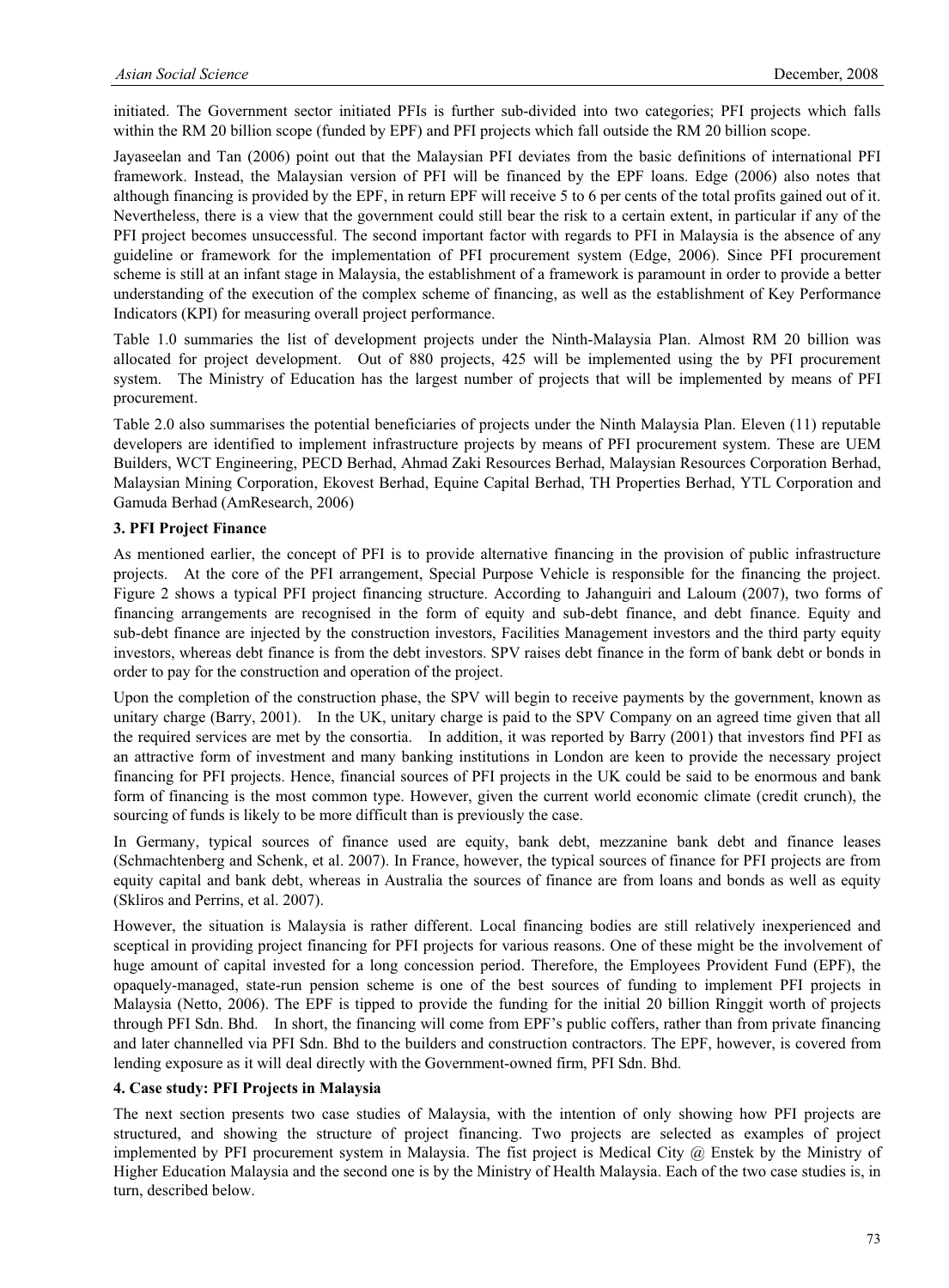initiated. The Government sector initiated PFIs is further sub-divided into two categories; PFI projects which falls within the RM 20 billion scope (funded by EPF) and PFI projects which fall outside the RM 20 billion scope.

Jayaseelan and Tan (2006) point out that the Malaysian PFI deviates from the basic definitions of international PFI framework. Instead, the Malaysian version of PFI will be financed by the EPF loans. Edge (2006) also notes that although financing is provided by the EPF, in return EPF will receive 5 to 6 per cents of the total profits gained out of it. Nevertheless, there is a view that the government could still bear the risk to a certain extent, in particular if any of the PFI project becomes unsuccessful. The second important factor with regards to PFI in Malaysia is the absence of any guideline or framework for the implementation of PFI procurement system (Edge, 2006). Since PFI procurement scheme is still at an infant stage in Malaysia, the establishment of a framework is paramount in order to provide a better understanding of the execution of the complex scheme of financing, as well as the establishment of Key Performance Indicators (KPI) for measuring overall project performance.

Table 1.0 summaries the list of development projects under the Ninth-Malaysia Plan. Almost RM 20 billion was allocated for project development. Out of 880 projects, 425 will be implemented using the by PFI procurement system. The Ministry of Education has the largest number of projects that will be implemented by means of PFI procurement.

Table 2.0 also summarises the potential beneficiaries of projects under the Ninth Malaysia Plan. Eleven (11) reputable developers are identified to implement infrastructure projects by means of PFI procurement system. These are UEM Builders, WCT Engineering, PECD Berhad, Ahmad Zaki Resources Berhad, Malaysian Resources Corporation Berhad, Malaysian Mining Corporation, Ekovest Berhad, Equine Capital Berhad, TH Properties Berhad, YTL Corporation and Gamuda Berhad (AmResearch, 2006)

## 3. PFI Project Finance

As mentioned earlier, the concept of PFI is to provide alternative financing in the provision of public infrastructure projects. At the core of the PFI arrangement, Special Purpose Vehicle is responsible for the financing the project. Figure 2 shows a typical PFI project financing structure. According to Jahanguiri and Laloum (2007), two forms of financing arrangements are recognised in the form of equity and sub-debt finance, and debt finance. Equity and sub-debt finance are injected by the construction investors, Facilities Management investors and the third party equity investors, whereas debt finance is from the debt investors. SPV raises debt finance in the form of bank debt or bonds in order to pay for the construction and operation of the project.

Upon the completion of the construction phase, the SPV will begin to receive payments by the government, known as unitary charge (Barry, 2001). In the UK, unitary charge is paid to the SPV Company on an agreed time given that all the required services are met by the consortia. In addition, it was reported by Barry (2001) that investors find PFI as an attractive form of investment and many banking institutions in London are keen to provide the necessary project financing for PFI projects. Hence, financial sources of PFI projects in the UK could be said to be enormous and bank form of financing is the most common type. However, given the current world economic climate (credit crunch), the sourcing of funds is likely to be more difficult than is previously the case.

In Germany, typical sources of finance used are equity, bank debt, mezzanine bank debt and finance leases (Schmachtenberg and Schenk, et al. 2007). In France, however, the typical sources of finance for PFI projects are from equity capital and bank debt, whereas in Australia the sources of finance are from loans and bonds as well as equity (Skliros and Perrins, et al. 2007).

However, the situation is Malaysia is rather different. Local financing bodies are still relatively inexperienced and sceptical in providing project financing for PFI projects for various reasons. One of these might be the involvement of huge amount of capital invested for a long concession period. Therefore, the Employees Provident Fund (EPF), the opaquely-managed, state-run pension scheme is one of the best sources of funding to implement PFI projects in Malaysia (Netto, 2006). The EPF is tipped to provide the funding for the initial 20 billion Ringgit worth of projects through PFI Sdn. Bhd. In short, the financing will come from EPF's public coffers, rather than from private financing and later channelled via PFI Sdn. Bhd to the builders and construction contractors. The EPF, however, is covered from lending exposure as it will deal directly with the Government-owned firm, PFI Sdn. Bhd.

## 4. Case study: PFI Projects in Malaysia

The next section presents two case studies of Malaysia, with the intention of only showing how PFI projects are structured, and showing the structure of project financing. Two projects are selected as examples of project implemented by PFI procurement system in Malaysia. The fist project is Medical City @ Enstek by the Ministry of Higher Education Malaysia and the second one is by the Ministry of Health Malaysia. Each of the two case studies is, in turn, described below.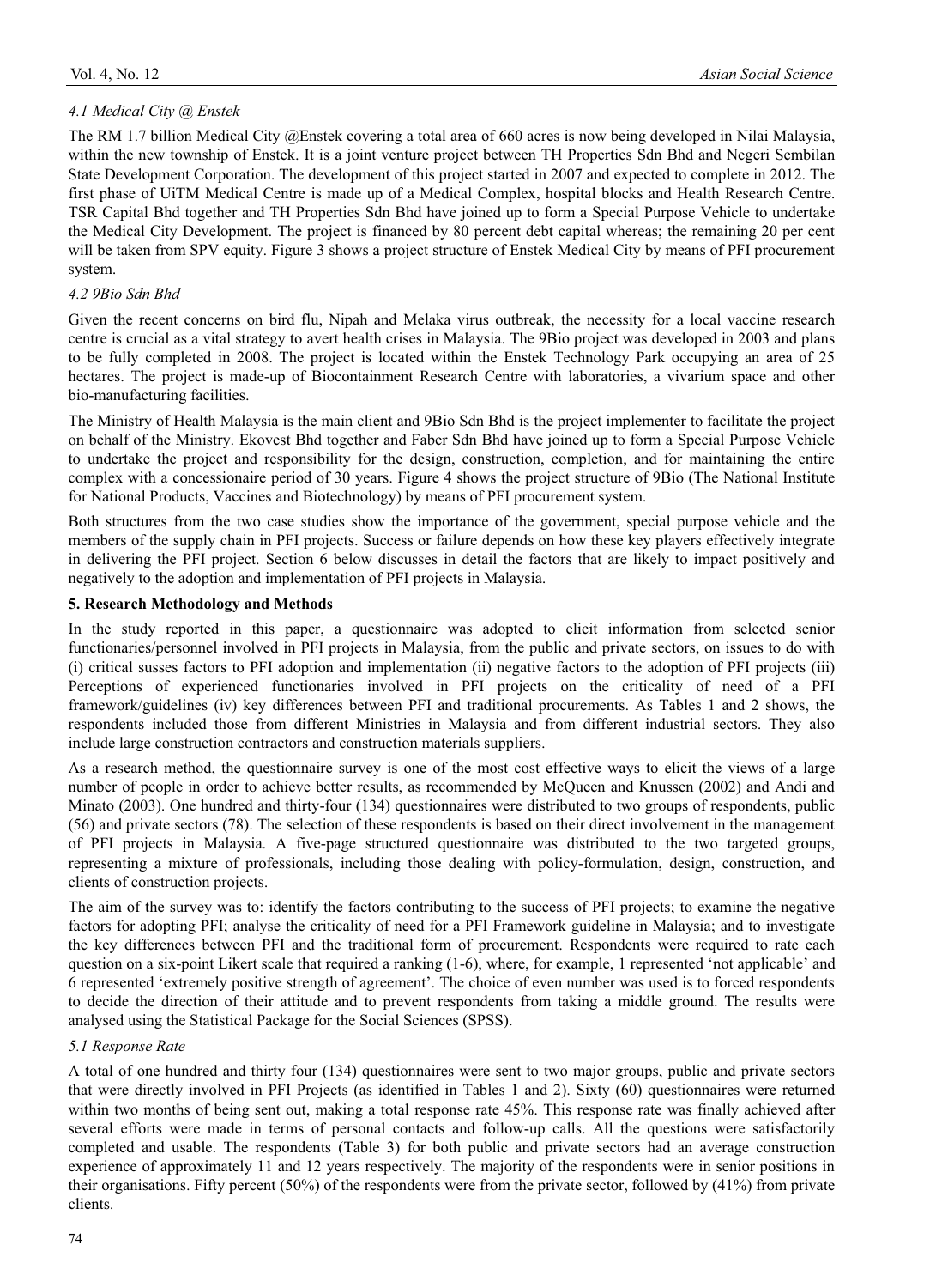### *4.1 Medical City @ Enstek*

The RM 1.7 billion Medical City @Enstek covering a total area of 660 acres is now being developed in Nilai Malaysia, within the new township of Enstek. It is a joint venture project between TH Properties Sdn Bhd and Negeri Sembilan State Development Corporation. The development of this project started in 2007 and expected to complete in 2012. The first phase of UiTM Medical Centre is made up of a Medical Complex, hospital blocks and Health Research Centre. TSR Capital Bhd together and TH Properties Sdn Bhd have joined up to form a Special Purpose Vehicle to undertake the Medical City Development. The project is financed by 80 percent debt capital whereas; the remaining 20 per cent will be taken from SPV equity. Figure 3 shows a project structure of Enstek Medical City by means of PFI procurement system.

### *4.2 9Bio Sdn Bhd*

Given the recent concerns on bird flu, Nipah and Melaka virus outbreak, the necessity for a local vaccine research centre is crucial as a vital strategy to avert health crises in Malaysia. The 9Bio project was developed in 2003 and plans to be fully completed in 2008. The project is located within the Enstek Technology Park occupying an area of 25 hectares. The project is made-up of Biocontainment Research Centre with laboratories, a vivarium space and other bio-manufacturing facilities.

The Ministry of Health Malaysia is the main client and 9Bio Sdn Bhd is the project implementer to facilitate the project on behalf of the Ministry. Ekovest Bhd together and Faber Sdn Bhd have joined up to form a Special Purpose Vehicle to undertake the project and responsibility for the design, construction, completion, and for maintaining the entire complex with a concessionaire period of 30 years. Figure 4 shows the project structure of 9Bio (The National Institute for National Products, Vaccines and Biotechnology) by means of PFI procurement system.

Both structures from the two case studies show the importance of the government, special purpose vehicle and the members of the supply chain in PFI projects. Success or failure depends on how these key players effectively integrate in delivering the PFI project. Section 6 below discusses in detail the factors that are likely to impact positively and negatively to the adoption and implementation of PFI projects in Malaysia.

## **5. Research Methodology and Methods**

In the study reported in this paper, a questionnaire was adopted to elicit information from selected senior functionaries/personnel involved in PFI projects in Malaysia, from the public and private sectors, on issues to do with (i) critical susses factors to PFI adoption and implementation (ii) negative factors to the adoption of PFI projects (iii) Perceptions of experienced functionaries involved in PFI projects on the criticality of need of a PFI framework/guidelines (iv) key differences between PFI and traditional procurements. As Tables 1 and 2 shows, the respondents included those from different Ministries in Malaysia and from different industrial sectors. They also include large construction contractors and construction materials suppliers.

As a research method, the questionnaire survey is one of the most cost effective ways to elicit the views of a large number of people in order to achieve better results, as recommended by McQueen and Knussen (2002) and Andi and Minato (2003). One hundred and thirty-four (134) questionnaires were distributed to two groups of respondents, public (56) and private sectors (78). The selection of these respondents is based on their direct involvement in the management of PFI projects in Malaysia. A five-page structured questionnaire was distributed to the two targeted groups, representing a mixture of professionals, including those dealing with policy-formulation, design, construction, and clients of construction projects.

The aim of the survey was to: identify the factors contributing to the success of PFI projects; to examine the negative factors for adopting PFI; analyse the criticality of need for a PFI Framework guideline in Malaysia; and to investigate the key differences between PFI and the traditional form of procurement. Respondents were required to rate each question on a six-point Likert scale that required a ranking (1-6), where, for example, 1 represented 'not applicable' and 6 represented 'extremely positive strength of agreement'. The choice of even number was used is to forced respondents to decide the direction of their attitude and to prevent respondents from taking a middle ground. The results were analysed using the Statistical Package for the Social Sciences (SPSS).

### *5.1 Response Rate*

A total of one hundred and thirty four (134) questionnaires were sent to two major groups, public and private sectors that were directly involved in PFI Projects (as identified in Tables 1 and 2). Sixty (60) questionnaires were returned within two months of being sent out, making a total response rate 45%. This response rate was finally achieved after several efforts were made in terms of personal contacts and follow-up calls. All the questions were satisfactorily completed and usable. The respondents (Table 3) for both public and private sectors had an average construction experience of approximately 11 and 12 years respectively. The majority of the respondents were in senior positions in their organisations. Fifty percent (50%) of the respondents were from the private sector, followed by (41%) from private clients.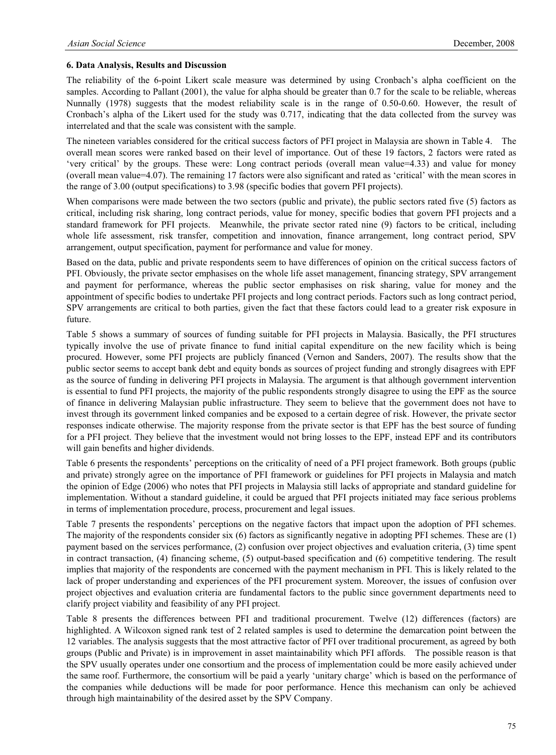### 6. Data Analysis, Results and Discussion

The reliability of the 6-point Likert scale measure was determined by using Cronbach's alpha coefficient on the samples. According to Pallant (2001), the value for alpha should be greater than 0.7 for the scale to be reliable, whereas Nunnally (1978) suggests that the modest reliability scale is in the range of 0.50-0.60. However, the result of Cronbach's alpha of the Likert used for the study was 0.717, indicating that the data collected from the survey was interrelated and that the scale was consistent with the sample.

The nineteen variables considered for the critical success factors of PFI project in Malaysia are shown in Table 4. The overall mean scores were ranked based on their level of importance. Out of these 19 factors, 2 factors were rated as 'very critical' by the groups. These were: Long contract periods (overall mean value=4.33) and value for money (overall mean value=4.07). The remaining 17 factors were also significant and rated as 'critical' with the mean scores in the range of 3.00 (output specifications) to 3.98 (specific bodies that govern PFI projects).

When comparisons were made between the two sectors (public and private), the public sectors rated five (5) factors as critical, including risk sharing, long contract periods, value for money, specific bodies that govern PFI projects and a standard framework for PFI projects. Meanwhile, the private sector rated nine (9) factors to be critical, including whole life assessment, risk transfer, competition and innovation, finance arrangement, long contract period, SPV arrangement, output specification, payment for performance and value for money.

Based on the data, public and private respondents seem to have differences of opinion on the critical success factors of PFI. Obviously, the private sector emphasises on the whole life asset management, financing strategy, SPV arrangement and payment for performance, whereas the public sector emphasises on risk sharing, value for money and the appointment of specific bodies to undertake PFI projects and long contract periods. Factors such as long contract period, SPV arrangements are critical to both parties, given the fact that these factors could lead to a greater risk exposure in future.

Table 5 shows a summary of sources of funding suitable for PFI projects in Malaysia. Basically, the PFI structures typically involve the use of private finance to fund initial capital expenditure on the new facility which is being procured. However, some PFI projects are publicly financed (Vernon and Sanders, 2007). The results show that the public sector seems to accept bank debt and equity bonds as sources of project funding and strongly disagrees with EPF as the source of funding in delivering PFI projects in Malaysia. The argument is that although government intervention is essential to fund PFI projects, the majority of the public respondents strongly disagree to using the EPF as the source of finance in delivering Malaysian public infrastructure. They seem to believe that the government does not have to invest through its government linked companies and be exposed to a certain degree of risk. However, the private sector responses indicate otherwise. The majority response from the private sector is that EPF has the best source of funding for a PFI project. They believe that the investment would not bring losses to the EPF, instead EPF and its contributors will gain benefits and higher dividends.

Table 6 presents the respondents' perceptions on the criticality of need of a PFI project framework. Both groups (public and private) strongly agree on the importance of PFI framework or guidelines for PFI projects in Malaysia and match the opinion of Edge (2006) who notes that PFI projects in Malaysia still lacks of appropriate and standard guideline for implementation. Without a standard guideline, it could be argued that PFI projects initiated may face serious problems in terms of implementation procedure, process, procurement and legal issues.

Table 7 presents the respondents' perceptions on the negative factors that impact upon the adoption of PFI schemes. The majority of the respondents consider six (6) factors as significantly negative in adopting PFI schemes. These are (1) payment based on the services performance, (2) confusion over project objectives and evaluation criteria, (3) time spent in contract transaction, (4) financing scheme, (5) output-based specification and (6) competitive tendering. The result implies that majority of the respondents are concerned with the payment mechanism in PFI. This is likely related to the lack of proper understanding and experiences of the PFI procurement system. Moreover, the issues of confusion over project objectives and evaluation criteria are fundamental factors to the public since government departments need to clarify project viability and feasibility of any PFI project.

Table 8 presents the differences between PFI and traditional procurement. Twelve (12) differences (factors) are highlighted. A Wilcoxon signed rank test of 2 related samples is used to determine the demarcation point between the 12 variables. The analysis suggests that the most attractive factor of PFI over traditional procurement, as agreed by both groups (Public and Private) is in improvement in asset maintainability which PFI affords. The possible reason is that the SPV usually operates under one consortium and the process of implementation could be more easily achieved under the same roof. Furthermore, the consortium will be paid a yearly 'unitary charge' which is based on the performance of the companies while deductions will be made for poor performance. Hence this mechanism can only be achieved through high maintainability of the desired asset by the SPV Company.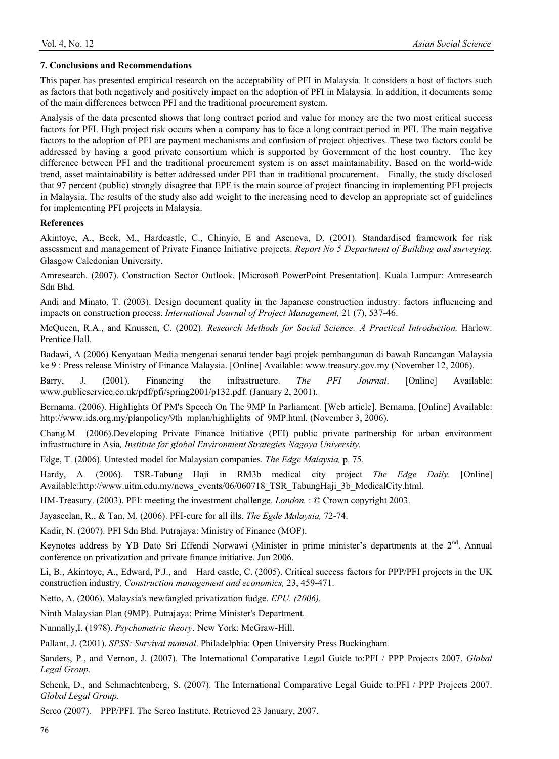## 7. Conclusions and Recommendations

This paper has presented empirical research on the acceptability of PFI in Malaysia. It considers a host of factors such as factors that both negatively and positively impact on the adoption of PFI in Malaysia. In addition, it documents some of the main differences between PFI and the traditional procurement system.

Analysis of the data presented shows that long contract period and value for money are the two most critical success factors for PFI. High project risk occurs when a company has to face a long contract period in PFI. The main negative factors to the adoption of PFI are payment mechanisms and confusion of project objectives. These two factors could be addressed by having a good private consortium which is supported by Government of the host country. The key difference between PFI and the traditional procurement system is on asset maintainability. Based on the world-wide trend, asset maintainability is better addressed under PFI than in traditional procurement. Finally, the study disclosed that 97 percent (public) strongly disagree that EPF is the main source of project financing in implementing PFI projects in Malaysia. The results of the study also add weight to the increasing need to develop an appropriate set of guidelines for implementing PFI projects in Malaysia.

## References

Akintoye, A., Beck, M., Hardcastle, C., Chinyio, E and Asenova, D. (2001). Standardised framework for risk assessment and management of Private Finance Initiative projects. *Report No 5 Department of Building and surveying.* Glasgow Caledonian University.

Amresearch. (2007). Construction Sector Outlook. [Microsoft PowerPoint Presentation]. Kuala Lumpur: Amresearch Sdn Bhd.

Andi and Minato, T. (2003). Design document quality in the Japanese construction industry: factors influencing and impacts on construction process. *International Journal of Project Management,* 21 (7), 537-46.

McQueen, R.A., and Knussen, C. (2002). *Research Methods for Social Science: A Practical Introduction.* Harlow: Prentice Hall.

Badawi, A (2006) Kenyataan Media mengenai senarai tender bagi projek pembangunan di bawah Rancangan Malaysia ke 9 : Press release Ministry of Finance Malaysia. [Online] Available: www.treasury.gov.my (November 12, 2006).

Barry, J. (2001). Financing the infrastructure. *The PFI Journal*. [Online] Available: www.publicservice.co.uk/pdf/pfi/spring2001/p132.pdf. (January 2, 2001).

Bernama. (2006). Highlights Of PM's Speech On The 9MP In Parliament. [Web article]. Bernama. [Online] Available: http://www.ids.org.my/planpolicy/9th_mplan/highlights_of_9MP.html. (November 3, 2006).

Chang.M (2006).Developing Private Finance Initiative (PFI) public private partnership for urban environment infrastructure in Asia*, Institute for global Environment Strategies Nagoya University.*

Edge, T. (2006). Untested model for Malaysian companies*. The Edge Malaysia,* p. 75.

Hardy, A. (2006). TSR-Tabung Haji in RM3b medical city project *The Edge Daily*. [Online] Available:http://www.uitm.edu.my/news_events/06/060718_TSR_TabungHaji_3b_MedicalCity.html.

HM-Treasury. (2003). PFI: meeting the investment challenge. *London.* : © Crown copyright 2003.

Jayaseelan, R., & Tan, M. (2006). PFI-cure for all ills. *The Egde Malaysia,* 72-74.

Kadir, N. (2007). PFI Sdn Bhd. Putrajaya: Ministry of Finance (MOF).

Keynotes address by YB Dato Sri Effendi Norwawi (Minister in prime minister's departments at the 2nd. Annual conference on privatization and private finance initiative. Jun 2006.

Li, B., Akintoye, A., Edward, P.J., and Hard castle, C. (2005). Critical success factors for PPP/PFI projects in the UK construction industry*, Construction management and economics,* 23, 459-471.

Netto, A. (2006). Malaysia's newfangled privatization fudge. *EPU. (2006).*

Ninth Malaysian Plan (9MP). Putrajaya: Prime Minister's Department.

Nunnally,I. (1978). *Psychometric theory*. New York: McGraw-Hill.

Pallant, J. (2001). *SPSS: Survival manual*. Philadelphia: Open University Press Buckingham*.*

Sanders, P., and Vernon, J. (2007). The International Comparative Legal Guide to:PFI / PPP Projects 2007. *Global Legal Group.*

Schenk, D., and Schmachtenberg, S. (2007). The International Comparative Legal Guide to:PFI / PPP Projects 2007. *Global Legal Group.*

Serco (2007). PPP/PFI. The Serco Institute. Retrieved 23 January, 2007.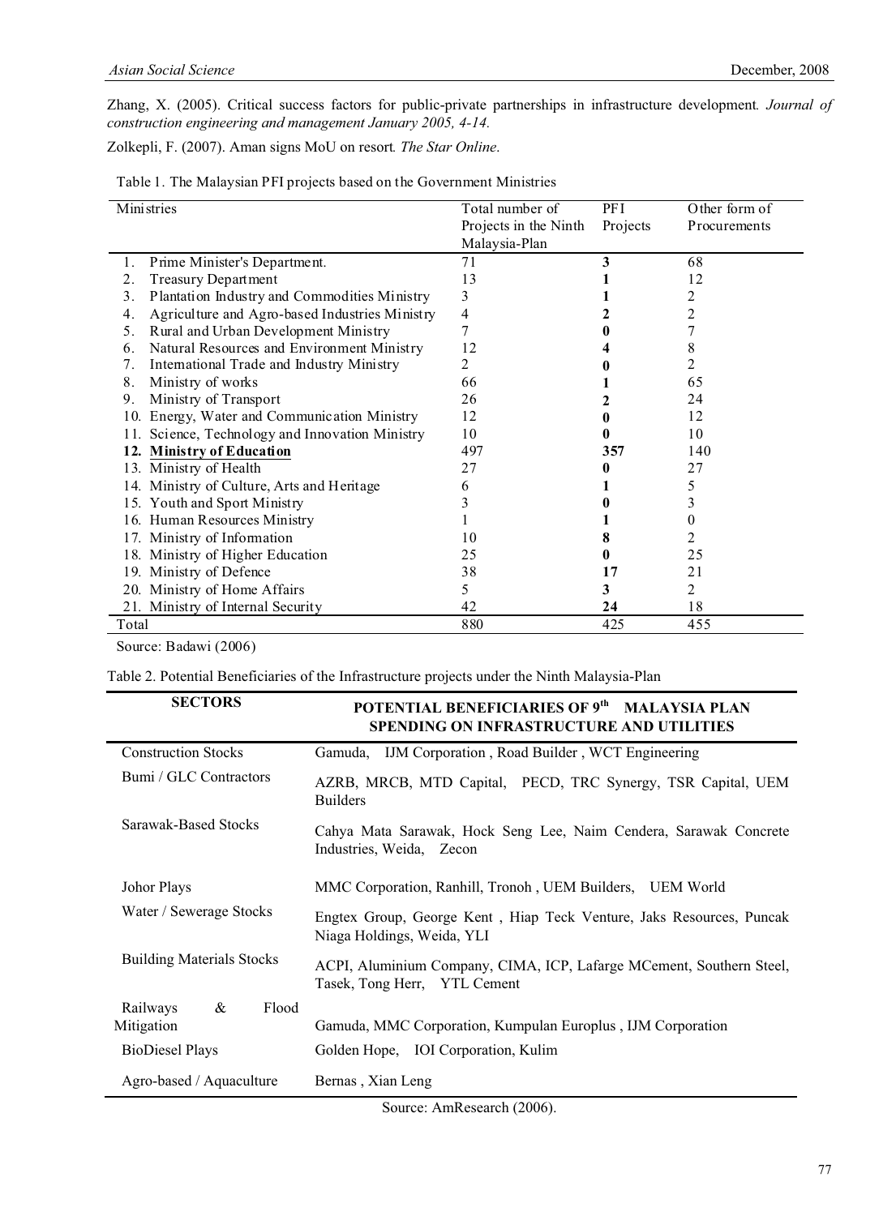Zhang, X. (2005). Critical success factors for public-private partnerships in infrastructure development. *Journal of construction engineering and management January 2005, 4-14.*

Zolkepli, F. (2007). Aman signs MoU on resort. *The Star Online*.

Table 1. The Malaysian PFI projects based on the Government Ministries

| Ministries | Total number of Projects in the Ninth Malaysia-Plan | PFI Projects | Other form of Procurements |
|---|---|---|---|
| 1. Prime Minister's Department. | 71 | **3** | 68 |
| 2. Treasury Department | 13 | **1** | 12 |
| 3. Plantation Industry and Commodities Ministry | 3 | **1** | 2 |
| 4. Agriculture and Agro-based Industries Ministry | 4 | **2** | 2 |
| 5. Rural and Urban Development Ministry | 7 | **0** | 7 |
| 6. Natural Resources and Environment Ministry | 12 | **4** | 8 |
| 7. International Trade and Industry Ministry | 2 | **0** | 2 |
| 8. Ministry of works | 66 | **1** | 65 |
| 9. Ministry of Transport | 26 | **2** | 24 |
| 10. Energy, Water and Communication Ministry | 12 | **0** | 12 |
| 11. Science, Technology and Innovation Ministry | 10 | **0** | 10 |
| **12. Ministry of Education** | 497 | **357** | 140 |
| 13. Ministry of Health | 27 | **0** | 27 |
| 14. Ministry of Culture, Arts and Heritage | 6 | **1** | 5 |
| 15. Youth and Sport Ministry | 3 | **0** | 3 |
| 16. Human Resources Ministry | 1 | **1** | 0 |
| 17. Ministry of Information | 10 | **8** | 2 |
| 18. Ministry of Higher Education | 25 | **0** | 25 |
| 19. Ministry of Defence | 38 | **17** | 21 |
| 20. Ministry of Home Affairs | 5 | **3** | 2 |
| 21. Ministry of Internal Security | 42 | **24** | 18 |
| Total | 880 | 425 | 455 |

Source: Badawi (2006)

Table 2. Potential Beneficiaries of the Infrastructure projects under the Ninth Malaysia-Plan

| **SECTORS** | **POTENTIAL BENEFICIARIES OF 9th MALAYSIA PLAN SPENDING ON INFRASTRUCTURE AND UTILITIES** |
|---|---|
| Construction Stocks | Gamuda, IJM Corporation, Road Builder, WCT Engineering |
| Bumi / GLC Contractors | AZRB, MRCB, MTD Capital, PECD, TRC Synergy, TSR Capital, UEM Builders |
| Sarawak-Based Stocks | Cahya Mata Sarawak, Hock Seng Lee, Naim Cendera, Sarawak Concrete Industries, Weida, Zecon |
| Johor Plays | MMC Corporation, Ranhill, Tronoh, UEM Builders, UEM World |
| Water / Sewerage Stocks | Engtex Group, George Kent, Hiap Teck Venture, Jaks Resources, Puncak Niaga Holdings, Weida, YLI |
| Building Materials Stocks | ACPI, Aluminium Company, CIMA, ICP, Lafarge MCement, Southern Steel, Tasek, Tong Herr, YTL Cement |
| Railways & Flood Mitigation | Gamuda, MMC Corporation, Kumpulan Europlus, IJM Corporation |
| BioDiesel Plays | Golden Hope, IOI Corporation, Kulim |
| Agro-based / Aquaculture | Bernas, Xian Leng |

Source: AmResearch (2006).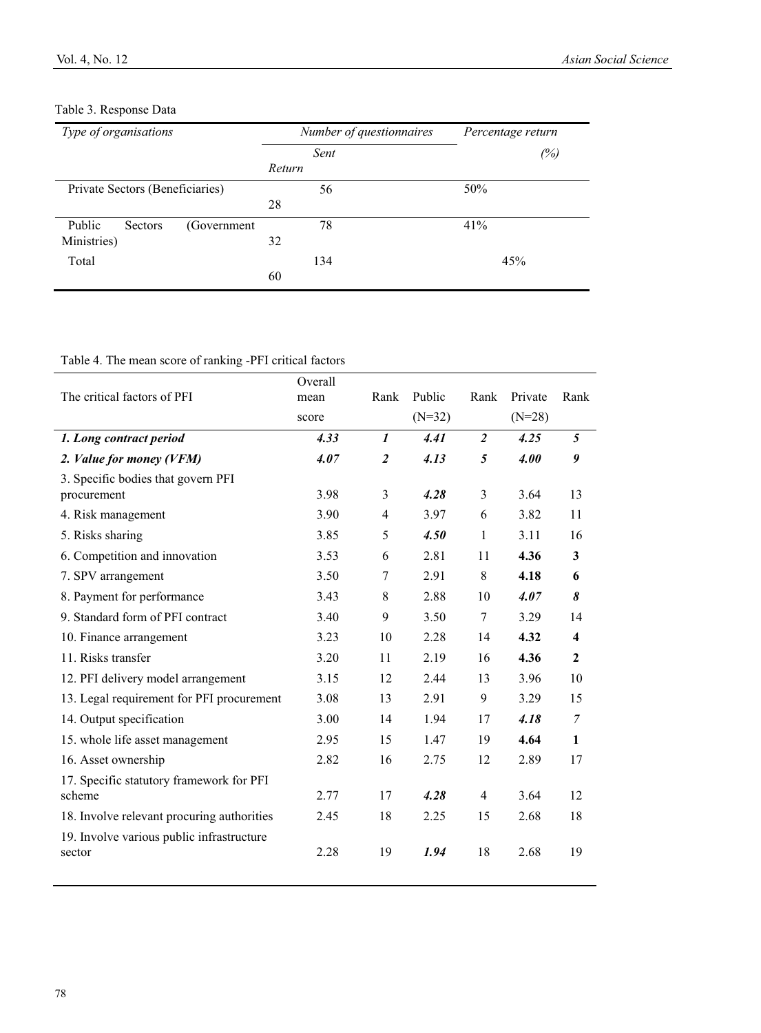Table 3. Response Data

| *Type of organisations* | *Number of questionnaires* | | *Percentage return* |
|---|---|---|---|
| | *Sent* | *Return* | *(%)* |
| Private Sectors (Beneficiaries) | 56 | 28 | 50% |
| Public Sectors (Government Ministries) | 78 | 32 | 41% |
| Total | 134 | 60 | 45% |

Table 4. The mean score of ranking -PFI critical factors

| The critical factors of PFI | Overall mean score | Rank | Public (N=32) | Rank | Private (N=28) | Rank |
|---|---|---|---|---|---|---|
| ***1. Long contract period*** | ***4.33*** | ***1*** | ***4.41*** | ***2*** | ***4.25*** | ***5*** |
| ***2. Value for money (VFM)*** | ***4.07*** | ***2*** | ***4.13*** | ***5*** | ***4.00*** | ***9*** |
| 3. Specific bodies that govern PFI procurement | 3.98 | 3 | ***4.28*** | 3 | 3.64 | 13 |
| 4. Risk management | 3.90 | 4 | 3.97 | 6 | 3.82 | 11 |
| 5. Risks sharing | 3.85 | 5 | ***4.50*** | 1 | 3.11 | 16 |
| 6. Competition and innovation | 3.53 | 6 | 2.81 | 11 | **4.36** | **3** |
| 7. SPV arrangement | 3.50 | 7 | 2.91 | 8 | **4.18** | **6** |
| 8. Payment for performance | 3.43 | 8 | 2.88 | 10 | ***4.07*** | ***8*** |
| 9. Standard form of PFI contract | 3.40 | 9 | 3.50 | 7 | 3.29 | 14 |
| 10. Finance arrangement | 3.23 | 10 | 2.28 | 14 | **4.32** | **4** |
| 11. Risks transfer | 3.20 | 11 | 2.19 | 16 | **4.36** | **2** |
| 12. PFI delivery model arrangement | 3.15 | 12 | 2.44 | 13 | 3.96 | 10 |
| 13. Legal requirement for PFI procurement | 3.08 | 13 | 2.91 | 9 | 3.29 | 15 |
| 14. Output specification | 3.00 | 14 | 1.94 | 17 | ***4.18*** | ***7*** |
| 15. whole life asset management | 2.95 | 15 | 1.47 | 19 | **4.64** | **1** |
| 16. Asset ownership | 2.82 | 16 | 2.75 | 12 | 2.89 | 17 |
| 17. Specific statutory framework for PFI scheme | 2.77 | 17 | ***4.28*** | 4 | 3.64 | 12 |
| 18. Involve relevant procuring authorities | 2.45 | 18 | 2.25 | 15 | 2.68 | 18 |
| 19. Involve various public infrastructure sector | 2.28 | 19 | ***1.94*** | 18 | 2.68 | 19 |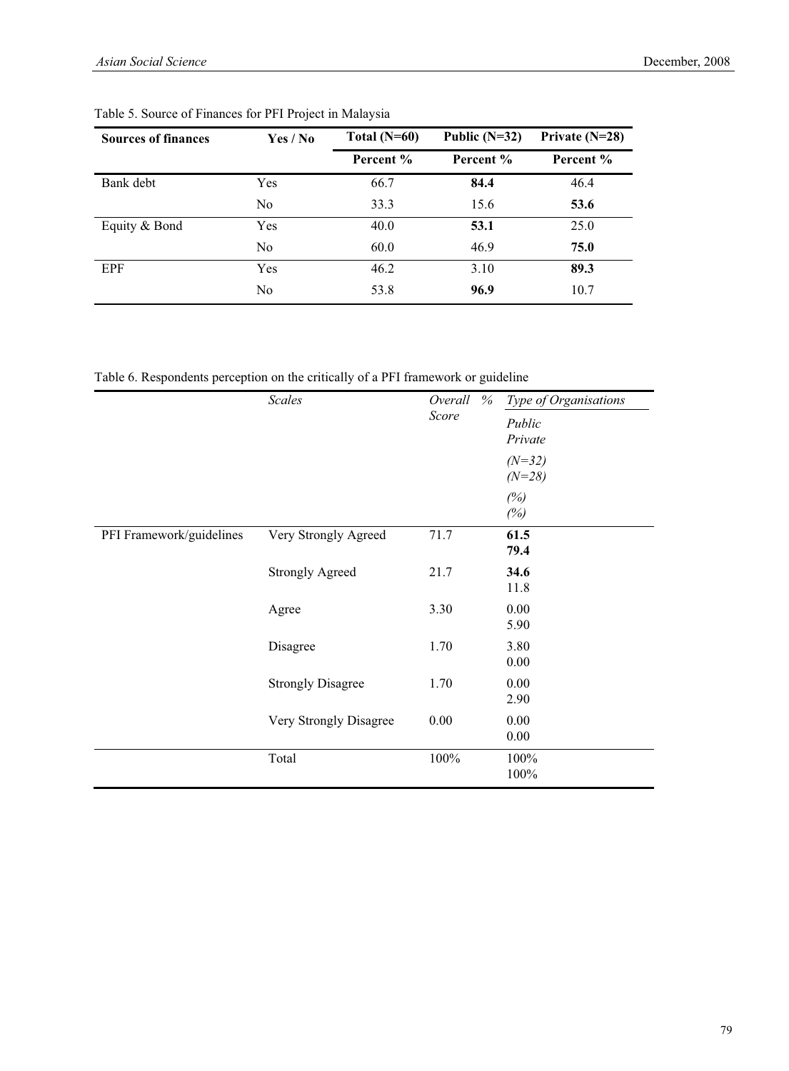Table 5. Source of Finances for PFI Project in Malaysia

| Sources of finances | Yes / No | Total (N=60) | Public (N=32) | Private (N=28) |
|---|---|---|---|---|
| | | Percent % | Percent % | Percent % |
| Bank debt | Yes | 66.7 | **84.4** | 46.4 |
| | No | 33.3 | 15.6 | **53.6** |
| Equity & Bond | Yes | 40.0 | **53.1** | 25.0 |
| | No | 60.0 | 46.9 | **75.0** |
| EPF | Yes | 46.2 | 3.10 | **89.3** |
| | No | 53.8 | **96.9** | 10.7 |

Table 6. Respondents perception on the critically of a PFI framework or guideline

| | *Scales* | *Overall % Score* | *Type of Organisations* | |
|---|---|---|---|---|
| | | | *Public (N=32) (%)* | *Private (N=28) (%)* |
| PFI Framework/guidelines | Very Strongly Agreed | 71.7 | **61.5** | **79.4** |
| | Strongly Agreed | 21.7 | **34.6** | 11.8 |
| | Agree | 3.30 | 0.00 | 5.90 |
| | Disagree | 1.70 | 3.80 | 0.00 |
| | Strongly Disagree | 1.70 | 0.00 | 2.90 |
| | Very Strongly Disagree | 0.00 | 0.00 | 0.00 |
| | Total | 100% | 100% | 100% |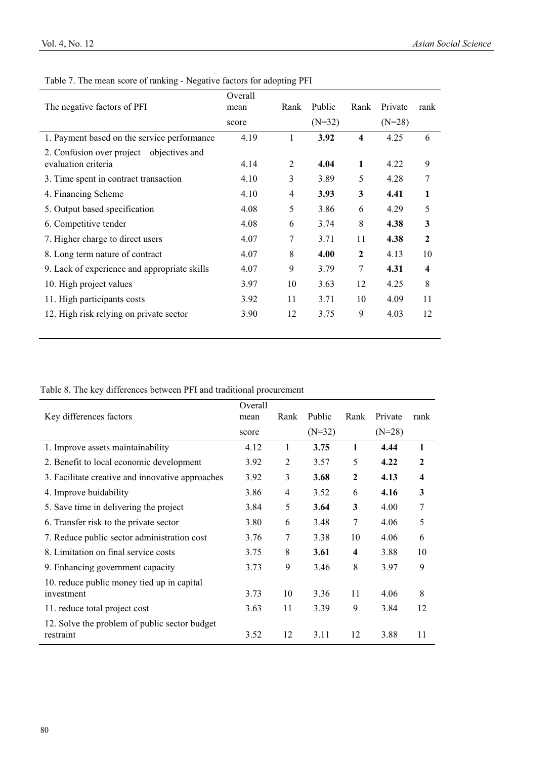Table 7. The mean score of ranking - Negative factors for adopting PFI

| The negative factors of PFI | Overall mean score | Rank | Public (N=32) | Rank | Private (N=28) | rank |
|---|---|---|---|---|---|---|
| 1. Payment based on the service performance | 4.19 | 1 | **3.92** | **4** | 4.25 | 6 |
| 2. Confusion over project objectives and evaluation criteria | 4.14 | 2 | **4.04** | **1** | 4.22 | 9 |
| 3. Time spent in contract transaction | 4.10 | 3 | 3.89 | 5 | 4.28 | 7 |
| 4. Financing Scheme | 4.10 | 4 | **3.93** | **3** | **4.41** | **1** |
| 5. Output based specification | 4.08 | 5 | 3.86 | 6 | 4.29 | 5 |
| 6. Competitive tender | 4.08 | 6 | 3.74 | 8 | **4.38** | **3** |
| 7. Higher charge to direct users | 4.07 | 7 | 3.71 | 11 | **4.38** | **2** |
| 8. Long term nature of contract | 4.07 | 8 | **4.00** | **2** | 4.13 | 10 |
| 9. Lack of experience and appropriate skills | 4.07 | 9 | 3.79 | 7 | **4.31** | **4** |
| 10. High project values | 3.97 | 10 | 3.63 | 12 | 4.25 | 8 |
| 11. High participants costs | 3.92 | 11 | 3.71 | 10 | 4.09 | 11 |
| 12. High risk relying on private sector | 3.90 | 12 | 3.75 | 9 | 4.03 | 12 |

Table 8. The key differences between PFI and traditional procurement

| Key differences factors | Overall mean score | Rank | Public (N=32) | Rank | Private (N=28) | rank |
|---|---|---|---|---|---|---|
| 1. Improve assets maintainability | 4.12 | 1 | **3.75** | **1** | **4.44** | **1** |
| 2. Benefit to local economic development | 3.92 | 2 | 3.57 | 5 | **4.22** | **2** |
| 3. Facilitate creative and innovative approaches | 3.92 | 3 | **3.68** | **2** | **4.13** | **4** |
| 4. Improve buidability | 3.86 | 4 | 3.52 | 6 | **4.16** | **3** |
| 5. Save time in delivering the project | 3.84 | 5 | **3.64** | **3** | 4.00 | 7 |
| 6. Transfer risk to the private sector | 3.80 | 6 | 3.48 | 7 | 4.06 | 5 |
| 7. Reduce public sector administration cost | 3.76 | 7 | 3.38 | 10 | 4.06 | 6 |
| 8. Limitation on final service costs | 3.75 | 8 | **3.61** | **4** | 3.88 | 10 |
| 9. Enhancing government capacity | 3.73 | 9 | 3.46 | 8 | 3.97 | 9 |
| 10. reduce public money tied up in capital investment | 3.73 | 10 | 3.36 | 11 | 4.06 | 8 |
| 11. reduce total project cost | 3.63 | 11 | 3.39 | 9 | 3.84 | 12 |
| 12. Solve the problem of public sector budget restraint | 3.52 | 12 | 3.11 | 12 | 3.88 | 11 |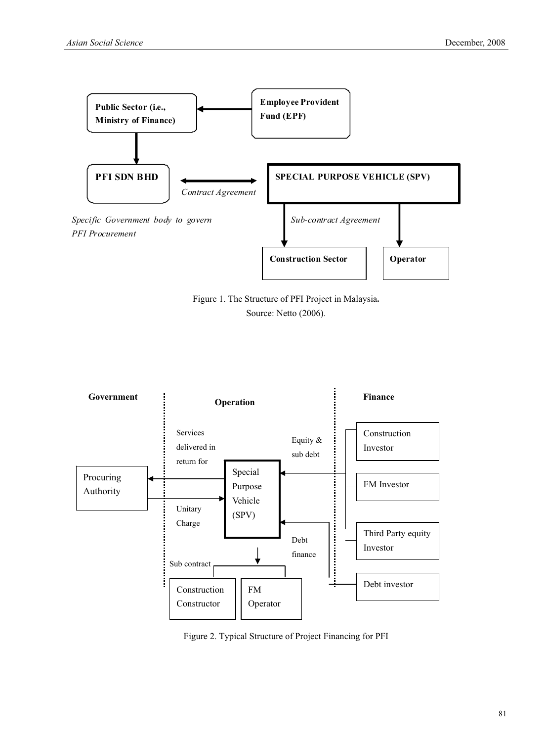**Public Sector (i.e., Ministry of Finance)**

**Employee Provident Fund (EPF)**

**PFI SDN BHD**

*Contract Agreement*

**SPECIAL PURPOSE VEHICLE (SPV)**

*Specific Government body to govern PFI Procurement*

*Sub-contract Agreement*

**Construction Sector**

**Operator**

Figure 1. The Structure of PFI Project in Malaysia**.**
Source: Netto (2006).

**Government**

**Operation**

**Finance**

Services delivered in return for

Equity & sub debt

Construction Investor

Procuring Authority

Special Purpose Vehicle (SPV)

FM Investor

Unitary Charge

Third Party equity Investor

Debt finance

Sub contract

Construction Constructor

FM Operator

Debt investor

Figure 2. Typical Structure of Project Financing for PFI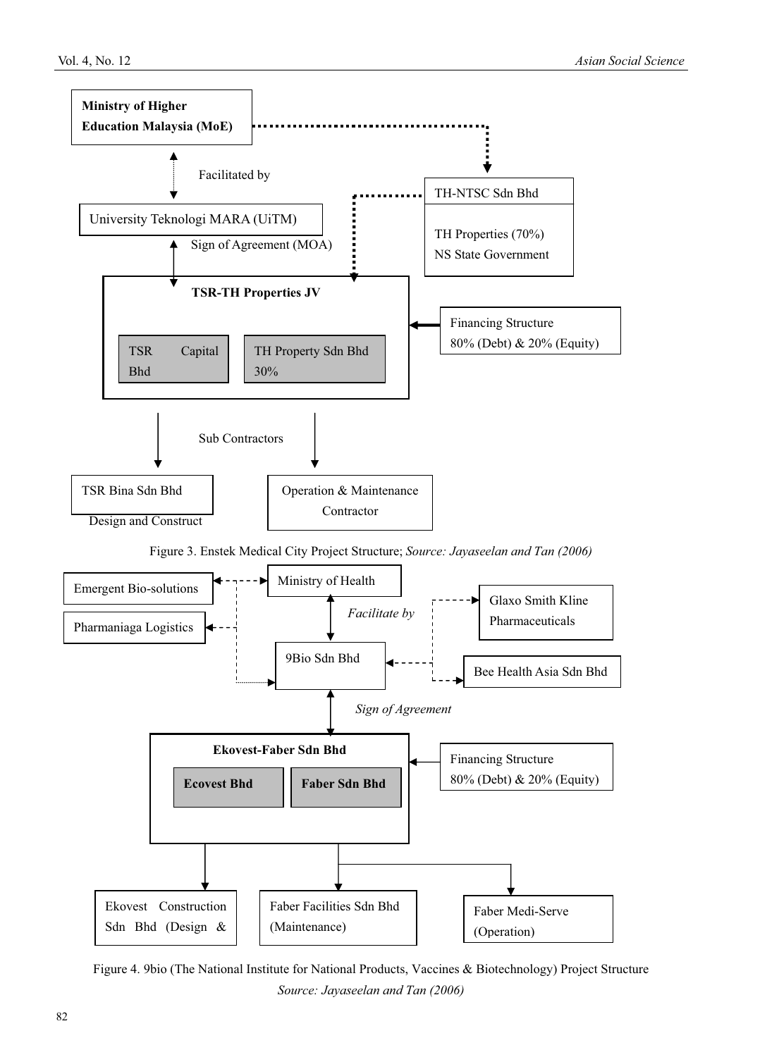Ministry of Higher Education Malaysia (MoE)

Facilitated by

University Teknologi MARA (UiTM)

Sign of Agreement (MOA)

TH-NTSC Sdn Bhd

TH Properties (70%)
NS State Government

**TSR-TH Properties JV**

TSR Capital Bhd

TH Property Sdn Bhd 30%

Financing Structure
80% (Debt) & 20% (Equity)

Sub Contractors

TSR Bina Sdn Bhd

Design and Construct

Operation & Maintenance Contractor

Figure 3. Enstek Medical City Project Structure; *Source: Jayaseelan and Tan (2006)*

Emergent Bio-solutions

Ministry of Health

Pharmaniaga Logistics

*Facilitate by*

Glaxo Smith Kline Pharmaceuticals

9Bio Sdn Bhd

Bee Health Asia Sdn Bhd

*Sign of Agreement*

**Ekovest-Faber Sdn Bhd**

**Ecovest Bhd**

**Faber Sdn Bhd**

Financing Structure
80% (Debt) & 20% (Equity)

Ekovest Construction Sdn Bhd (Design &

Faber Facilities Sdn Bhd (Maintenance)

Faber Medi-Serve (Operation)

Figure 4. 9bio (The National Institute for National Products, Vaccines & Biotechnology) Project Structure

*Source: Jayaseelan and Tan (2006)*